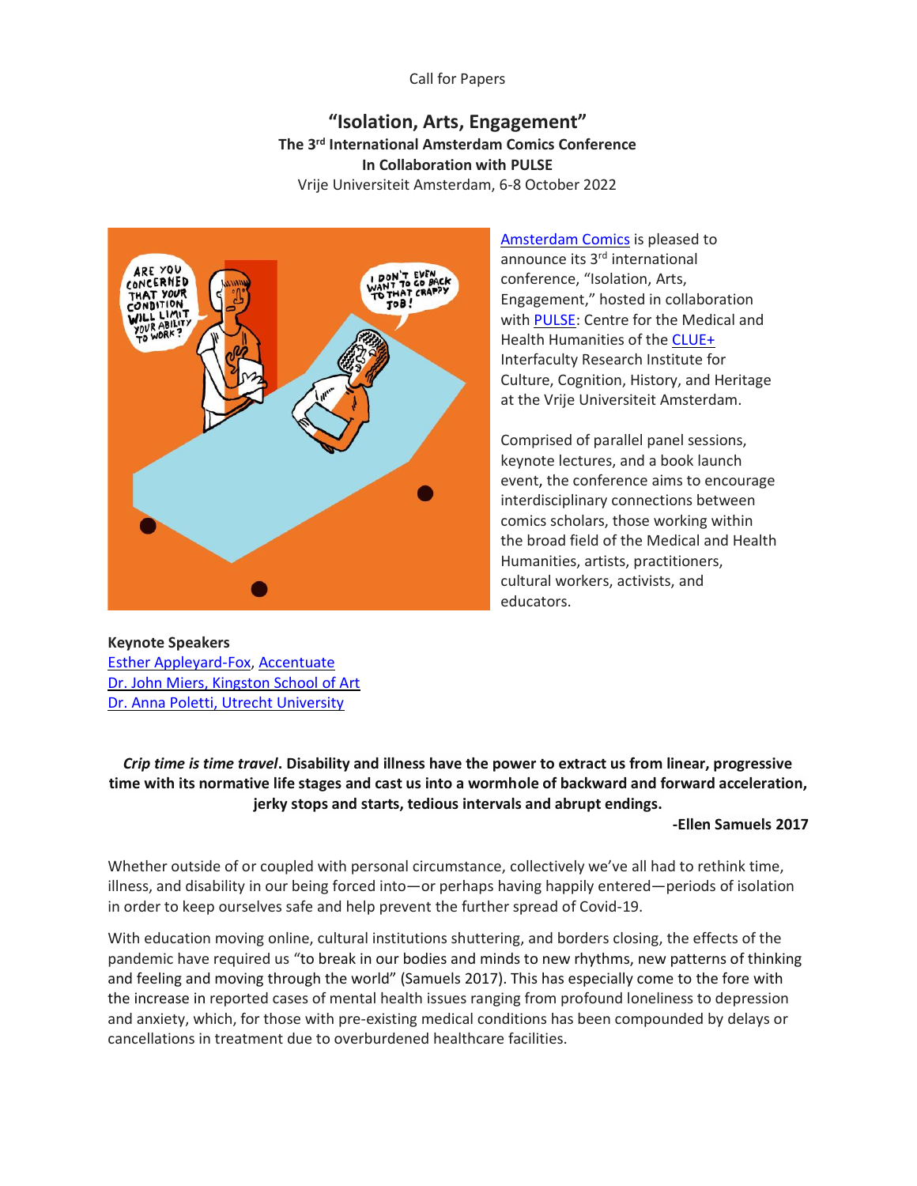Call for Papers

# "Isolation, Arts, Engagement"

**The 3rd International Amsterdam Comics Conference**
**In Collaboration with PULSE**
Vrije Universiteit Amsterdam, 6-8 October 2022

Amsterdam Comics is pleased to announce its 3rd international conference, "Isolation, Arts, Engagement," hosted in collaboration with PULSE: Centre for the Medical and Health Humanities of the CLUE+ Interfaculty Research Institute for Culture, Cognition, History, and Heritage at the Vrije Universiteit Amsterdam.

Comprised of parallel panel sessions, keynote lectures, and a book launch event, the conference aims to encourage interdisciplinary connections between comics scholars, those working within the broad field of the Medical and Health Humanities, artists, practitioners, cultural workers, activists, and educators.

**Keynote Speakers**
Esther Appleyard-Fox, Accentuate
Dr. John Miers, Kingston School of Art
Dr. Anna Poletti, Utrecht University

> ***Crip time is time travel*. Disability and illness have the power to extract us from linear, progressive time with its normative life stages and cast us into a wormhole of backward and forward acceleration, jerky stops and starts, tedious intervals and abrupt endings.**
>
> **-Ellen Samuels 2017**

Whether outside of or coupled with personal circumstance, collectively we've all had to rethink time, illness, and disability in our being forced into—or perhaps having happily entered—periods of isolation in order to keep ourselves safe and help prevent the further spread of Covid-19.

With education moving online, cultural institutions shuttering, and borders closing, the effects of the pandemic have required us "to break in our bodies and minds to new rhythms, new patterns of thinking and feeling and moving through the world" (Samuels 2017). This has especially come to the fore with the increase in reported cases of mental health issues ranging from profound loneliness to depression and anxiety, which, for those with pre-existing medical conditions has been compounded by delays or cancellations in treatment due to overburdened healthcare facilities.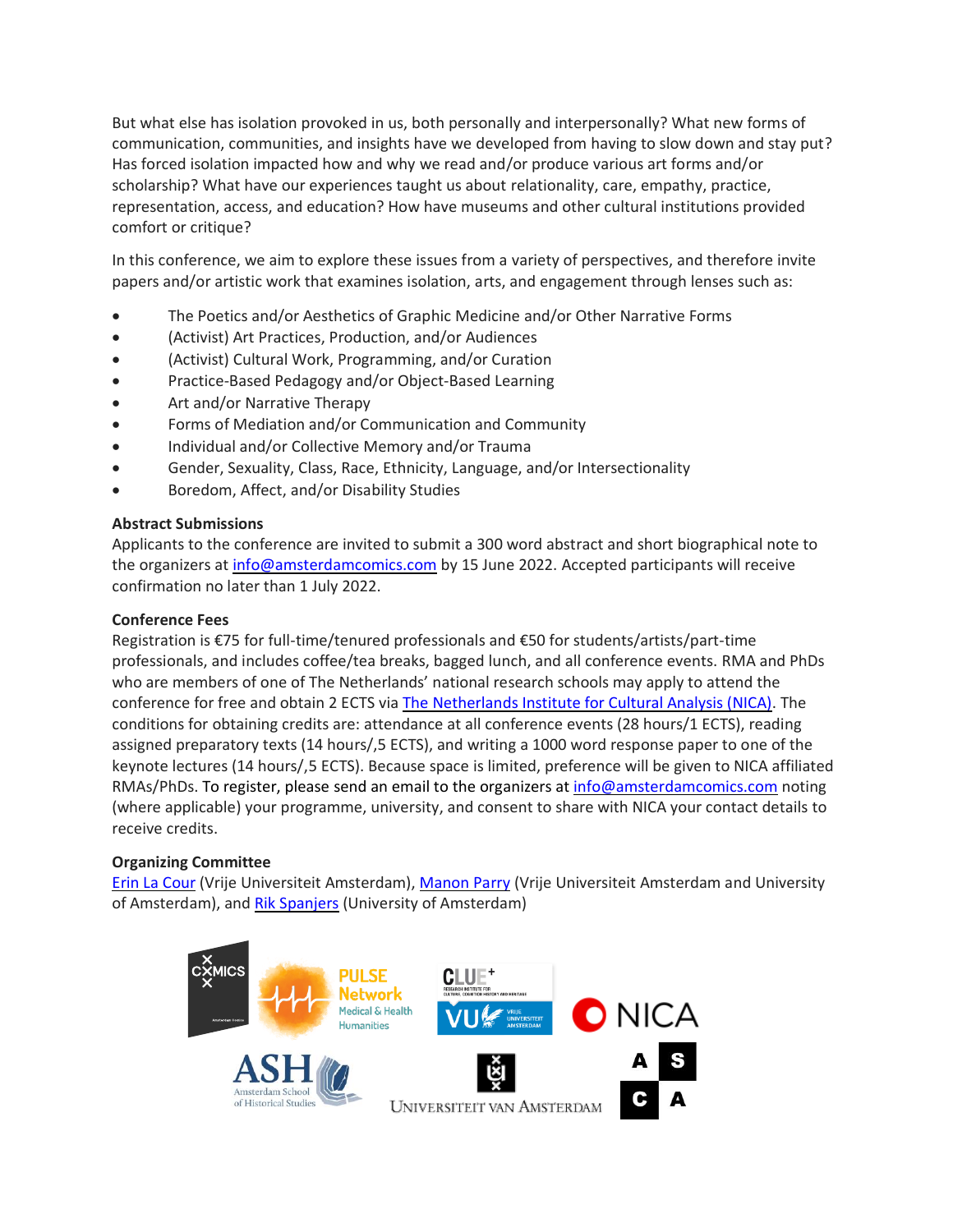But what else has isolation provoked in us, both personally and interpersonally? What new forms of communication, communities, and insights have we developed from having to slow down and stay put? Has forced isolation impacted how and why we read and/or produce various art forms and/or scholarship? What have our experiences taught us about relationality, care, empathy, practice, representation, access, and education? How have museums and other cultural institutions provided comfort or critique?

In this conference, we aim to explore these issues from a variety of perspectives, and therefore invite papers and/or artistic work that examines isolation, arts, and engagement through lenses such as:

- The Poetics and/or Aesthetics of Graphic Medicine and/or Other Narrative Forms
- (Activist) Art Practices, Production, and/or Audiences
- (Activist) Cultural Work, Programming, and/or Curation
- Practice-Based Pedagogy and/or Object-Based Learning
- Art and/or Narrative Therapy
- Forms of Mediation and/or Communication and Community
- Individual and/or Collective Memory and/or Trauma
- Gender, Sexuality, Class, Race, Ethnicity, Language, and/or Intersectionality
- Boredom, Affect, and/or Disability Studies

**Abstract Submissions**

Applicants to the conference are invited to submit a 300 word abstract and short biographical note to the organizers at info@amsterdamcomics.com by 15 June 2022. Accepted participants will receive confirmation no later than 1 July 2022.

**Conference Fees**

Registration is €75 for full-time/tenured professionals and €50 for students/artists/part-time professionals, and includes coffee/tea breaks, bagged lunch, and all conference events. RMA and PhDs who are members of one of The Netherlands' national research schools may apply to attend the conference for free and obtain 2 ECTS via The Netherlands Institute for Cultural Analysis (NICA). The conditions for obtaining credits are: attendance at all conference events (28 hours/1 ECTS), reading assigned preparatory texts (14 hours/,5 ECTS), and writing a 1000 word response paper to one of the keynote lectures (14 hours/,5 ECTS). Because space is limited, preference will be given to NICA affiliated RMAs/PhDs. To register, please send an email to the organizers at info@amsterdamcomics.com noting (where applicable) your programme, university, and consent to share with NICA your contact details to receive credits.

**Organizing Committee**

Erin La Cour (Vrije Universiteit Amsterdam), Manon Parry (Vrije Universiteit Amsterdam and University of Amsterdam), and Rik Spanjers (University of Amsterdam)